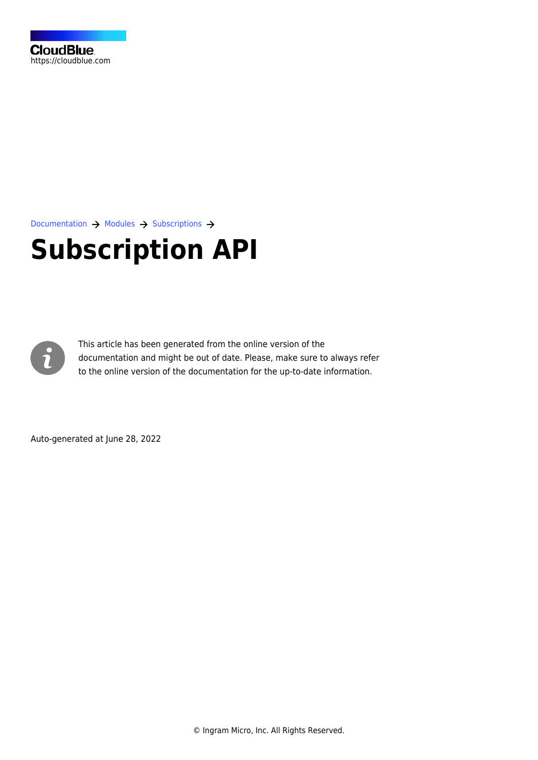CloudBlue
https://cloudblue.com

Documentation → Modules → Subscriptions →

# Subscription API

This article has been generated from the online version of the documentation and might be out of date. Please, make sure to always refer to the online version of the documentation for the up-to-date information.

Auto-generated at June 28, 2022

© Ingram Micro, Inc. All Rights Reserved.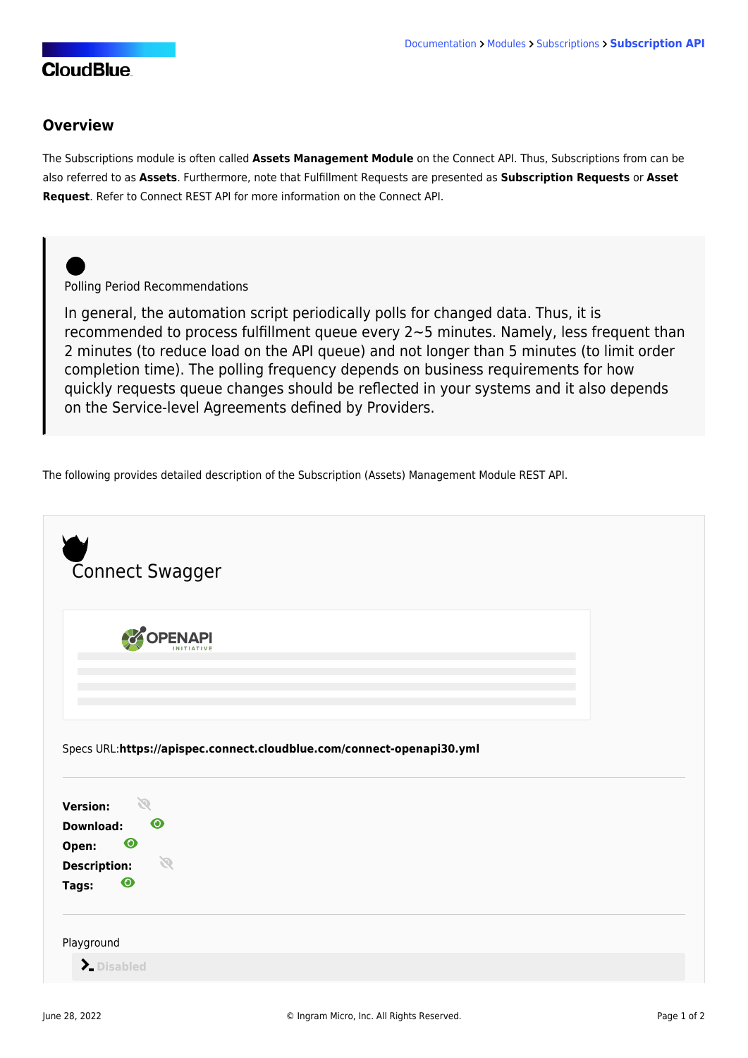## Overview

The Subscriptions module is often called **Assets Management Module** on the Connect API. Thus, Subscriptions from can be also referred to as **Assets**. Furthermore, note that Fulfillment Requests are presented as **Subscription Requests** or **Asset Request**. Refer to Connect REST API for more information on the Connect API.

> Polling Period Recommendations
>
> In general, the automation script periodically polls for changed data. Thus, it is recommended to process fulfillment queue every 2~5 minutes. Namely, less frequent than 2 minutes (to reduce load on the API queue) and not longer than 5 minutes (to limit order completion time). The polling frequency depends on business requirements for how quickly requests queue changes should be reflected in your systems and it also depends on the Service-level Agreements defined by Providers.

The following provides detailed description of the Subscription (Assets) Management Module REST API.

Connect Swagger

Specs URL:**https://apispec.connect.cloudblue.com/connect-openapi30.yml**

**Version:**
**Download:**
**Open:**
**Description:**
**Tags:**

Playground

Disabled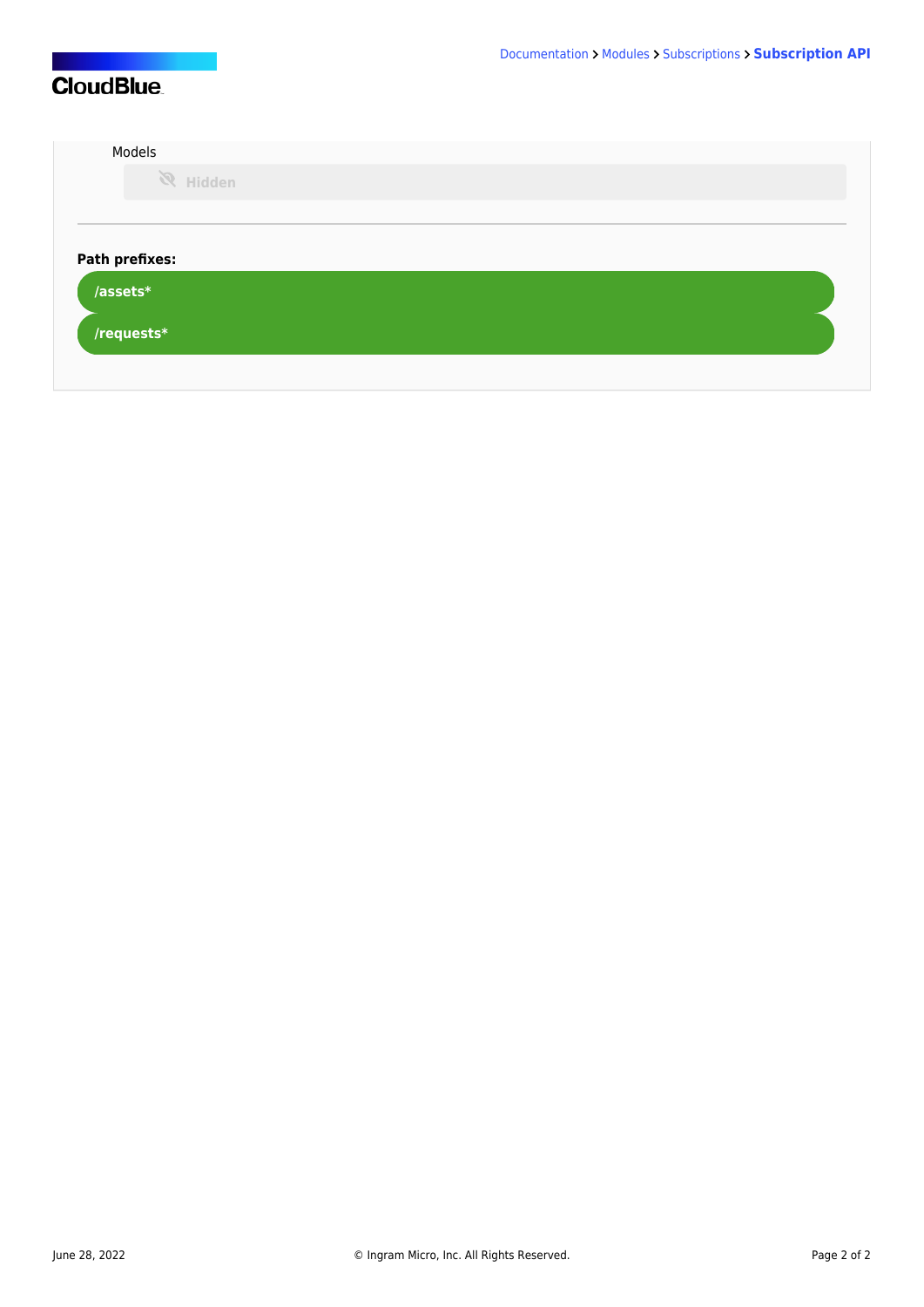Models

Hidden

---

**Path prefixes:**

/assets*

/requests*